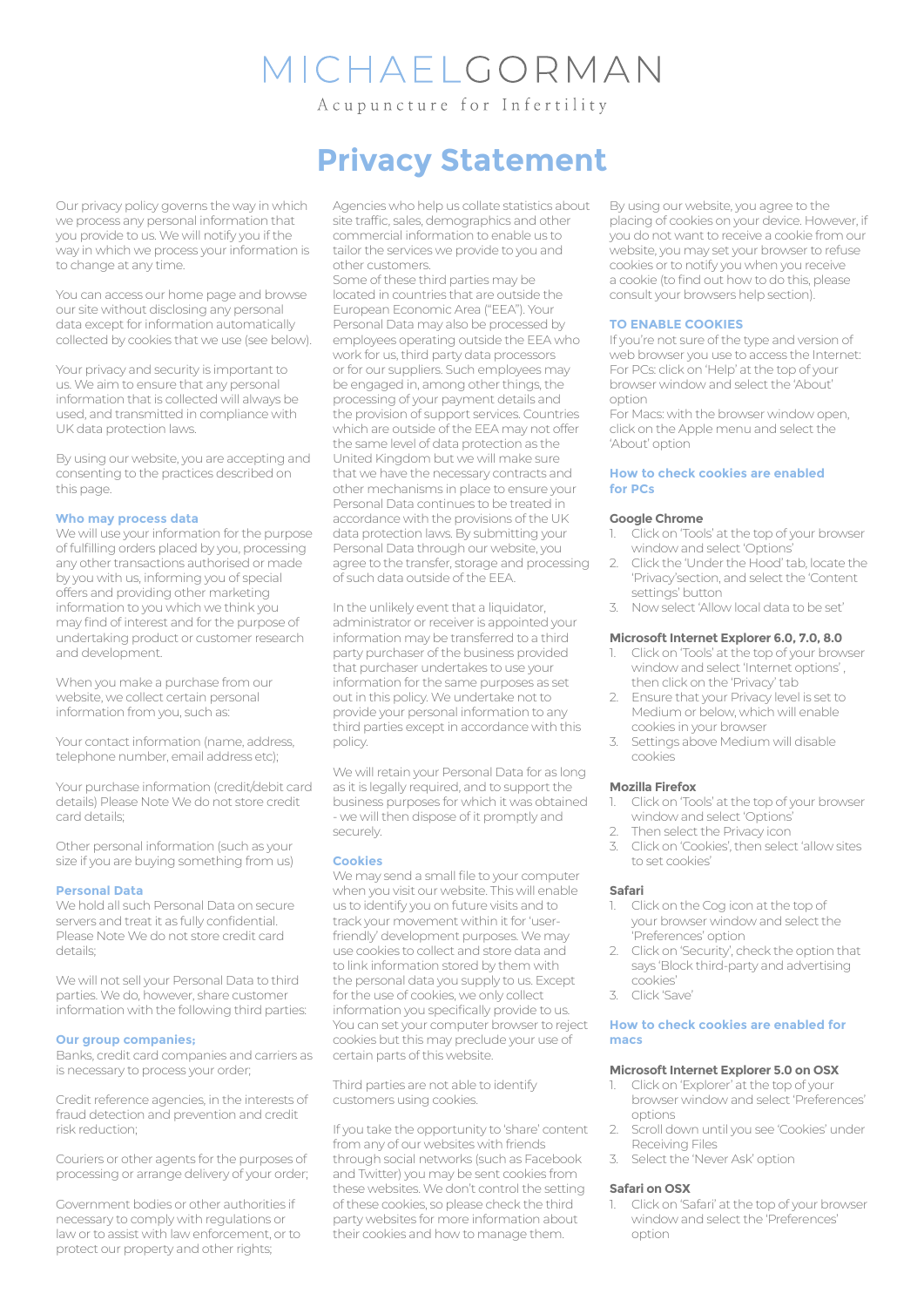# MICHAELGORMAN

Acupuncture for Infertility

# Privacy Statement

Our privacy policy governs the way in which we process any personal information that you provide to us. We will notify you if the way in which we process your information is to change at any time.

You can access our home page and browse our site without disclosing any personal data except for information automatically collected by cookies that we use (see below).

Your privacy and security is important to us. We aim to ensure that any personal information that is collected will always be used, and transmitted in compliance with UK data protection laws.

By using our website, you are accepting and consenting to the practices described on this page.

### Who may process data

We will use your information for the purpose of fulfilling orders placed by you, processing any other transactions authorised or made by you with us, informing you of special offers and providing other marketing information to you which we think you may find of interest and for the purpose of undertaking product or customer research and development.

When you make a purchase from our website, we collect certain personal information from you, such as:

Your contact information (name, address, telephone number, email address etc);

Your purchase information (credit/debit card details) Please Note We do not store credit card details;

Other personal information (such as your size if you are buying something from us)

### Personal Data

We hold all such Personal Data on secure servers and treat it as fully confidential. Please Note We do not store credit card details;

We will not sell your Personal Data to third parties. We do, however, share customer information with the following third parties:

### Our group companies;

Banks, credit card companies and carriers as is necessary to process your order;

Credit reference agencies, in the interests of fraud detection and prevention and credit risk reduction;

Couriers or other agents for the purposes of processing or arrange delivery of your order;

Government bodies or other authorities if necessary to comply with regulations or law or to assist with law enforcement, or to protect our property and other rights;

Agencies who help us collate statistics about site traffic, sales, demographics and other commercial information to enable us to tailor the services we provide to you and other customers.

Some of these third parties may be located in countries that are outside the European Economic Area ("EEA"). Your Personal Data may also be processed by employees operating outside the EEA who work for us, third party data processors or for our suppliers. Such employees may be engaged in, among other things, the processing of your payment details and the provision of support services. Countries which are outside of the EEA may not offer the same level of data protection as the United Kingdom but we will make sure that we have the necessary contracts and other mechanisms in place to ensure your Personal Data continues to be treated in accordance with the provisions of the UK data protection laws. By submitting your Personal Data through our website, you agree to the transfer, storage and processing of such data outside of the EEA.

In the unlikely event that a liquidator, administrator or receiver is appointed your information may be transferred to a third party purchaser of the business provided that purchaser undertakes to use your information for the same purposes as set out in this policy. We undertake not to provide your personal information to any third parties except in accordance with this policy.

We will retain your Personal Data for as long as it is legally required, and to support the business purposes for which it was obtained - we will then dispose of it promptly and securely.

### Cookies

We may send a small file to your computer when you visit our website. This will enable us to identify you on future visits and to track your movement within it for 'user-friendly' development purposes. We may use cookies to collect and store data and to link information stored by them with the personal data you supply to us. Except for the use of cookies, we only collect information you specifically provide to us. You can set your computer browser to reject cookies but this may preclude your use of certain parts of this website.

Third parties are not able to identify customers using cookies.

If you take the opportunity to 'share' content from any of our websites with friends through social networks (such as Facebook and Twitter) you may be sent cookies from these websites. We don't control the setting of these cookies, so please check the third party websites for more information about their cookies and how to manage them.

By using our website, you agree to the placing of cookies on your device. However, if you do not want to receive a cookie from our website, you may set your browser to refuse cookies or to notify you when you receive a cookie (to find out how to do this, please consult your browsers help section).

### TO ENABLE COOKIES

If you're not sure of the type and version of web browser you use to access the Internet:
For PCs: click on 'Help' at the top of your browser window and select the 'About' option
For Macs: with the browser window open, click on the Apple menu and select the 'About' option

### How to check cookies are enabled for PCs

**Google Chrome**

1. Click on 'Tools' at the top of your browser window and select 'Options'
2. Click the 'Under the Hood' tab, locate the 'Privacy'section, and select the 'Content settings' button
3. Now select 'Allow local data to be set'

**Microsoft Internet Explorer 6.0, 7.0, 8.0**

1. Click on 'Tools' at the top of your browser window and select 'Internet options' , then click on the 'Privacy' tab
2. Ensure that your Privacy level is set to Medium or below, which will enable cookies in your browser
3. Settings above Medium will disable cookies

**Mozilla Firefox**

1. Click on 'Tools' at the top of your browser window and select 'Options'
2. Then select the Privacy icon
3. Click on 'Cookies', then select 'allow sites to set cookies'

**Safari**

1. Click on the Cog icon at the top of your browser window and select the 'Preferences' option
2. Click on 'Security', check the option that says 'Block third-party and advertising cookies'
3. Click 'Save'

### How to check cookies are enabled for macs

**Microsoft Internet Explorer 5.0 on OSX**

1. Click on 'Explorer' at the top of your browser window and select 'Preferences' options
2. Scroll down until you see 'Cookies' under Receiving Files
3. Select the 'Never Ask' option

**Safari on OSX**

1. Click on 'Safari' at the top of your browser window and select the 'Preferences' option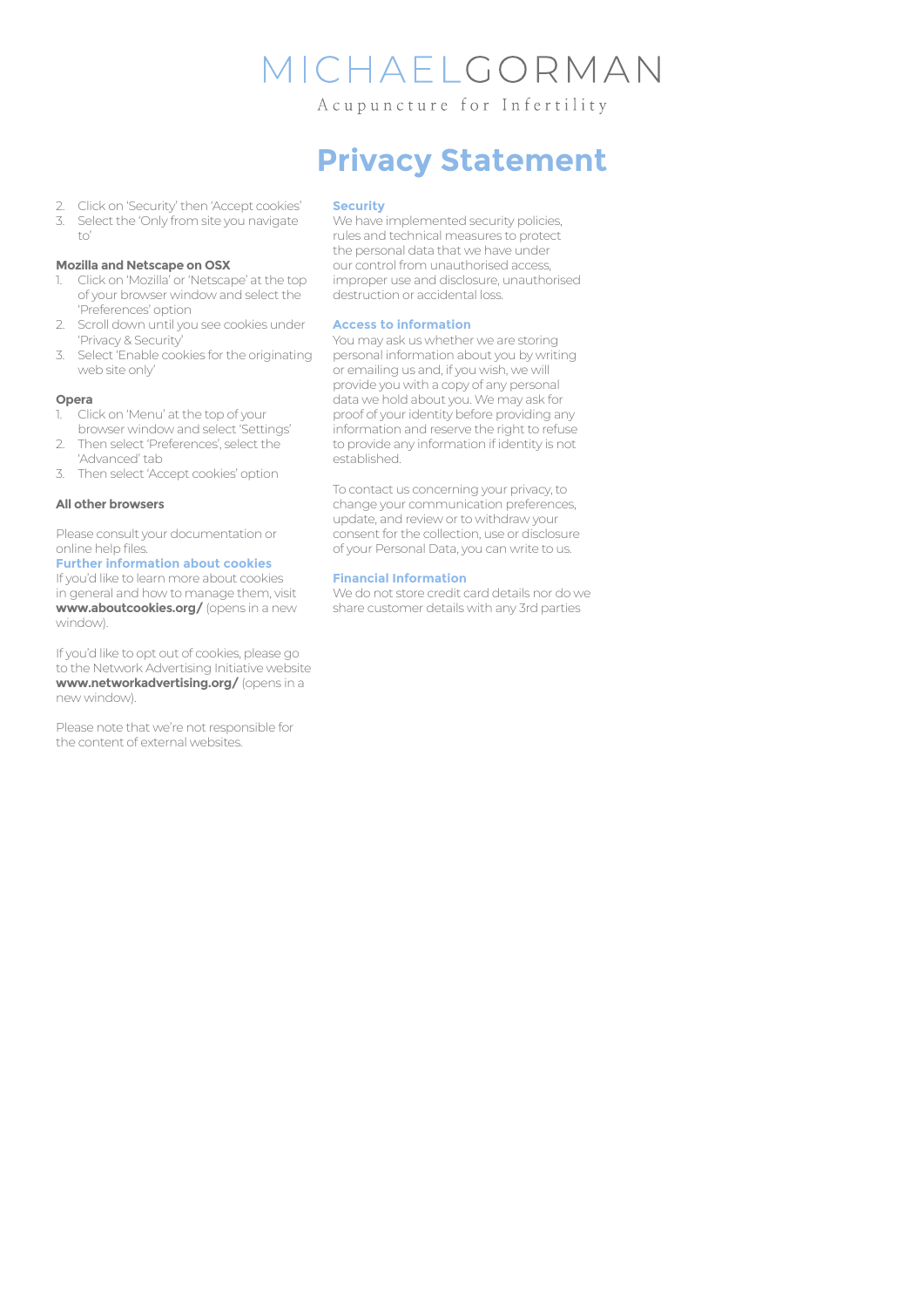2. Click on 'Security' then 'Accept cookies'
3. Select the 'Only from site you navigate to'

**Mozilla and Netscape on OSX**

1. Click on 'Mozilla' or 'Netscape' at the top of your browser window and select the 'Preferences' option
2. Scroll down until you see cookies under 'Privacy & Security'
3. Select 'Enable cookies for the originating web site only'

**Opera**

1. Click on 'Menu' at the top of your browser window and select 'Settings'
2. Then select 'Preferences', select the 'Advanced' tab
3. Then select 'Accept cookies' option

**All other browsers**

Please consult your documentation or online help files.

### Further information about cookies

If you'd like to learn more about cookies in general and how to manage them, visit **www.aboutcookies.org/** (opens in a new window).

If you'd like to opt out of cookies, please go to the Network Advertising Initiative website **www.networkadvertising.org/** (opens in a new window).

Please note that we're not responsible for the content of external websites.

### Security

We have implemented security policies, rules and technical measures to protect the personal data that we have under our control from unauthorised access, improper use and disclosure, unauthorised destruction or accidental loss.

### Access to information

You may ask us whether we are storing personal information about you by writing or emailing us and, if you wish, we will provide you with a copy of any personal data we hold about you. We may ask for proof of your identity before providing any information and reserve the right to refuse to provide any information if identity is not established.

To contact us concerning your privacy, to change your communication preferences, update, and review or to withdraw your consent for the collection, use or disclosure of your Personal Data, you can write to us.

### Financial Information

We do not store credit card details nor do we share customer details with any 3rd parties